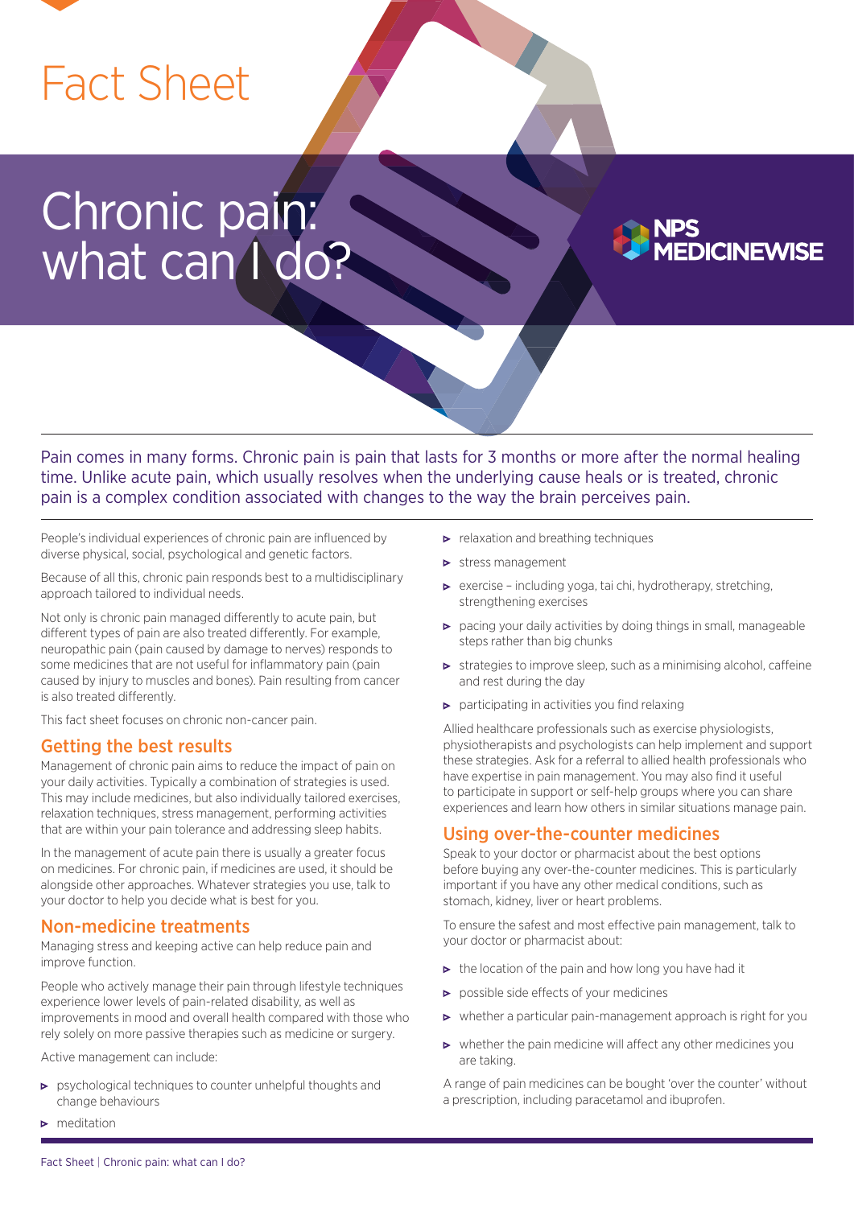Fact Sheet

# Chronic pain: what can I do?

NPS MEDICINEWISE

Pain comes in many forms. Chronic pain is pain that lasts for 3 months or more after the normal healing time. Unlike acute pain, which usually resolves when the underlying cause heals or is treated, chronic pain is a complex condition associated with changes to the way the brain perceives pain.

People's individual experiences of chronic pain are influenced by diverse physical, social, psychological and genetic factors.

Because of all this, chronic pain responds best to a multidisciplinary approach tailored to individual needs.

Not only is chronic pain managed differently to acute pain, but different types of pain are also treated differently. For example, neuropathic pain (pain caused by damage to nerves) responds to some medicines that are not useful for inflammatory pain (pain caused by injury to muscles and bones). Pain resulting from cancer is also treated differently.

This fact sheet focuses on chronic non-cancer pain.

## Getting the best results

Management of chronic pain aims to reduce the impact of pain on your daily activities. Typically a combination of strategies is used. This may include medicines, but also individually tailored exercises, relaxation techniques, stress management, performing activities that are within your pain tolerance and addressing sleep habits.

In the management of acute pain there is usually a greater focus on medicines. For chronic pain, if medicines are used, it should be alongside other approaches. Whatever strategies you use, talk to your doctor to help you decide what is best for you.

## Non-medicine treatments

Managing stress and keeping active can help reduce pain and improve function.

People who actively manage their pain through lifestyle techniques experience lower levels of pain-related disability, as well as improvements in mood and overall health compared with those who rely solely on more passive therapies such as medicine or surgery.

Active management can include:

- psychological techniques to counter unhelpful thoughts and change behaviours
- meditation
- relaxation and breathing techniques
- stress management
- exercise – including yoga, tai chi, hydrotherapy, stretching, strengthening exercises
- pacing your daily activities by doing things in small, manageable steps rather than big chunks
- strategies to improve sleep, such as a minimising alcohol, caffeine and rest during the day
- participating in activities you find relaxing

Allied healthcare professionals such as exercise physiologists, physiotherapists and psychologists can help implement and support these strategies. Ask for a referral to allied health professionals who have expertise in pain management. You may also find it useful to participate in support or self-help groups where you can share experiences and learn how others in similar situations manage pain.

## Using over-the-counter medicines

Speak to your doctor or pharmacist about the best options before buying any over-the-counter medicines. This is particularly important if you have any other medical conditions, such as stomach, kidney, liver or heart problems.

To ensure the safest and most effective pain management, talk to your doctor or pharmacist about:

- the location of the pain and how long you have had it
- possible side effects of your medicines
- whether a particular pain-management approach is right for you
- whether the pain medicine will affect any other medicines you are taking.

A range of pain medicines can be bought 'over the counter' without a prescription, including paracetamol and ibuprofen.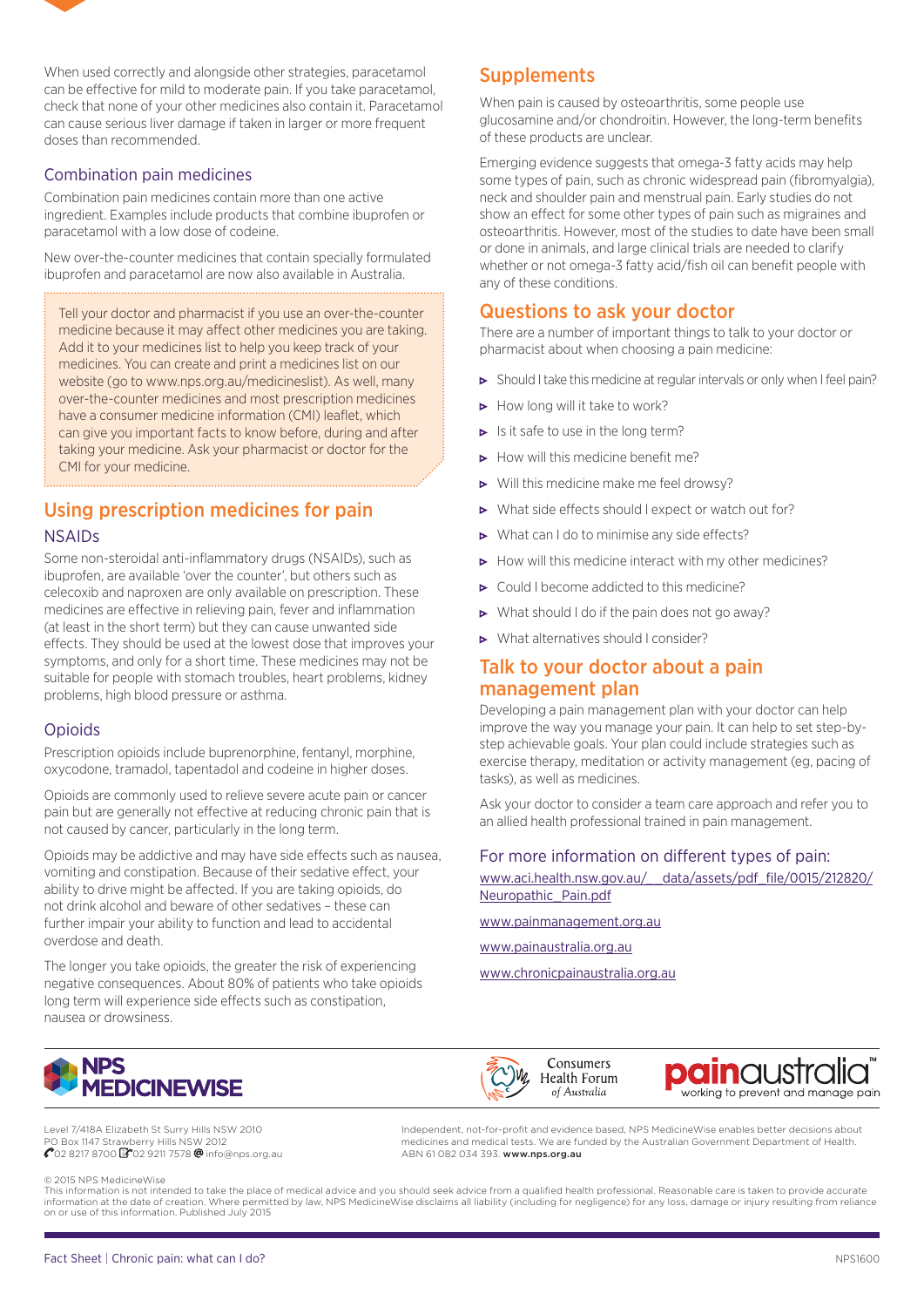When used correctly and alongside other strategies, paracetamol can be effective for mild to moderate pain. If you take paracetamol, check that none of your other medicines also contain it. Paracetamol can cause serious liver damage if taken in larger or more frequent doses than recommended.

### Combination pain medicines

Combination pain medicines contain more than one active ingredient. Examples include products that combine ibuprofen or paracetamol with a low dose of codeine.

New over-the-counter medicines that contain specially formulated ibuprofen and paracetamol are now also available in Australia.

> Tell your doctor and pharmacist if you use an over-the-counter medicine because it may affect other medicines you are taking. Add it to your medicines list to help you keep track of your medicines. You can create and print a medicines list on our website (go to www.nps.org.au/medicineslist). As well, many over-the-counter medicines and most prescription medicines have a consumer medicine information (CMI) leaflet, which can give you important facts to know before, during and after taking your medicine. Ask your pharmacist or doctor for the CMI for your medicine.

## Using prescription medicines for pain

### NSAIDs

Some non-steroidal anti-inflammatory drugs (NSAIDs), such as ibuprofen, are available 'over the counter', but others such as celecoxib and naproxen are only available on prescription. These medicines are effective in relieving pain, fever and inflammation (at least in the short term) but they can cause unwanted side effects. They should be used at the lowest dose that improves your symptoms, and only for a short time. These medicines may not be suitable for people with stomach troubles, heart problems, kidney problems, high blood pressure or asthma.

### Opioids

Prescription opioids include buprenorphine, fentanyl, morphine, oxycodone, tramadol, tapentadol and codeine in higher doses.

Opioids are commonly used to relieve severe acute pain or cancer pain but are generally not effective at reducing chronic pain that is not caused by cancer, particularly in the long term.

Opioids may be addictive and may have side effects such as nausea, vomiting and constipation. Because of their sedative effect, your ability to drive might be affected. If you are taking opioids, do not drink alcohol and beware of other sedatives – these can further impair your ability to function and lead to accidental overdose and death.

The longer you take opioids, the greater the risk of experiencing negative consequences. About 80% of patients who take opioids long term will experience side effects such as constipation, nausea or drowsiness.

## Supplements

When pain is caused by osteoarthritis, some people use glucosamine and/or chondroitin. However, the long-term benefits of these products are unclear.

Emerging evidence suggests that omega-3 fatty acids may help some types of pain, such as chronic widespread pain (fibromyalgia), neck and shoulder pain and menstrual pain. Early studies do not show an effect for some other types of pain such as migraines and osteoarthritis. However, most of the studies to date have been small or done in animals, and large clinical trials are needed to clarify whether or not omega-3 fatty acid/fish oil can benefit people with any of these conditions.

## Questions to ask your doctor

There are a number of important things to talk to your doctor or pharmacist about when choosing a pain medicine:

- Should I take this medicine at regular intervals or only when I feel pain?
- How long will it take to work?
- Is it safe to use in the long term?
- How will this medicine benefit me?
- Will this medicine make me feel drowsy?
- What side effects should I expect or watch out for?
- What can I do to minimise any side effects?
- How will this medicine interact with my other medicines?
- Could I become addicted to this medicine?
- What should I do if the pain does not go away?
- What alternatives should I consider?

## Talk to your doctor about a pain management plan

Developing a pain management plan with your doctor can help improve the way you manage your pain. It can help to set step-by-step achievable goals. Your plan could include strategies such as exercise therapy, meditation or activity management (eg, pacing of tasks), as well as medicines.

Ask your doctor to consider a team care approach and refer you to an allied health professional trained in pain management.

### For more information on different types of pain:

www.aci.health.nsw.gov.au/__data/assets/pdf_file/0015/212820/Neuropathic_Pain.pdf

www.painmanagement.org.au

www.painaustralia.org.au

www.chronicpainaustralia.org.au

NPS MEDICINEWISE | Consumers Health Forum of Australia | painaustralia working to prevent and manage pain

Level 7/418A Elizabeth St Surry Hills NSW 2010
PO Box 1147 Strawberry Hills NSW 2012
02 8217 8700 02 9211 7578 info@nps.org.au

Independent, not-for-profit and evidence based, NPS MedicineWise enables better decisions about medicines and medical tests. We are funded by the Australian Government Department of Health. ABN 61 082 034 393. **www.nps.org.au**

© 2015 NPS MedicineWise
This information is not intended to take the place of medical advice and you should seek advice from a qualified health professional. Reasonable care is taken to provide accurate information at the date of creation. Where permitted by law, NPS MedicineWise disclaims all liability (including for negligence) for any loss, damage or injury resulting from reliance on or use of this information. Published July 2015

Fact Sheet | Chronic pain: what can I do? NPS1600